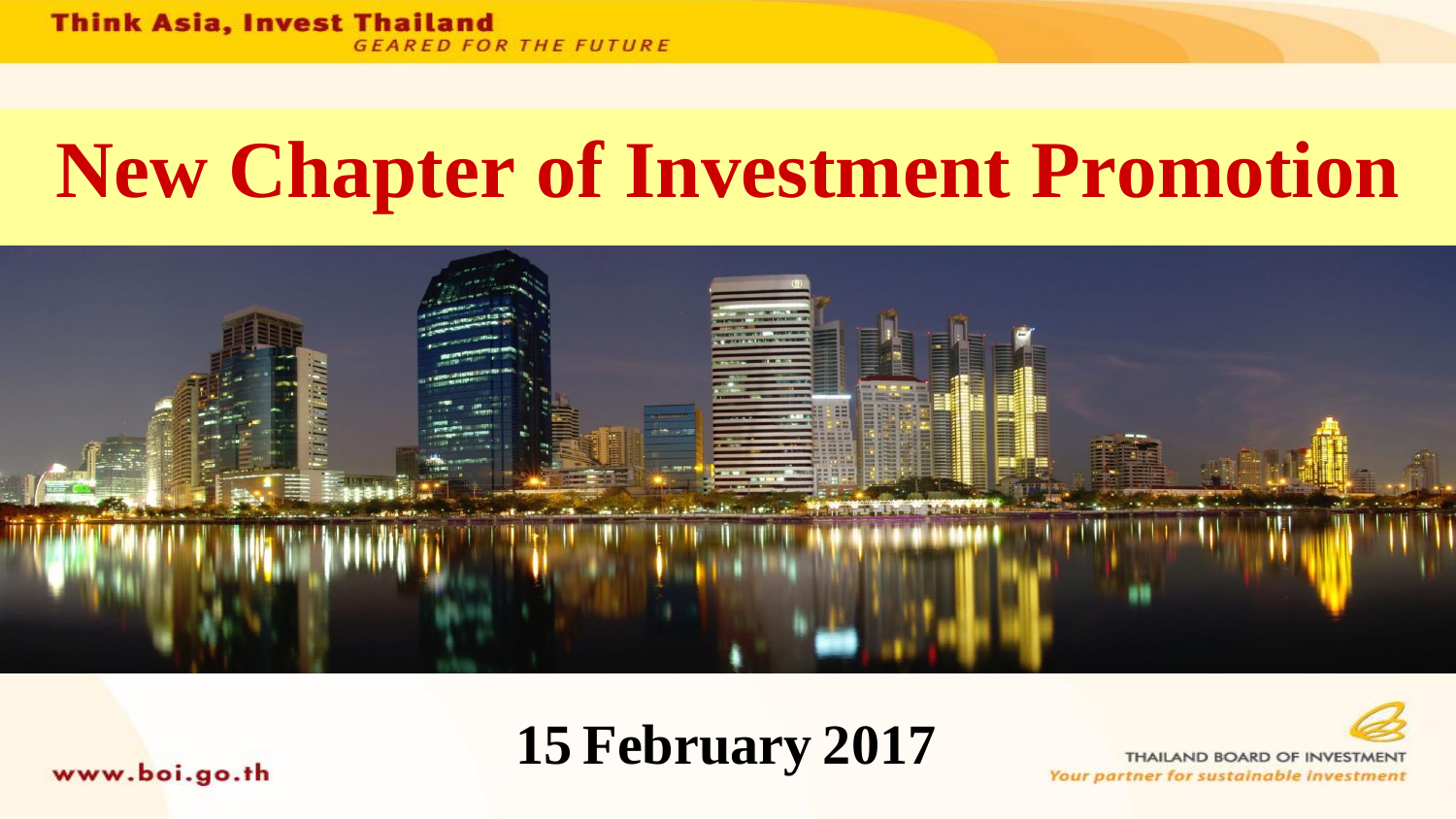Think Asia, Invest Thailand
*GEARED FOR THE FUTURE*

# New Chapter of Investment Promotion

## 15 February 2017

www.boi.go.th

THAILAND BOARD OF INVESTMENT
*Your partner for sustainable investment*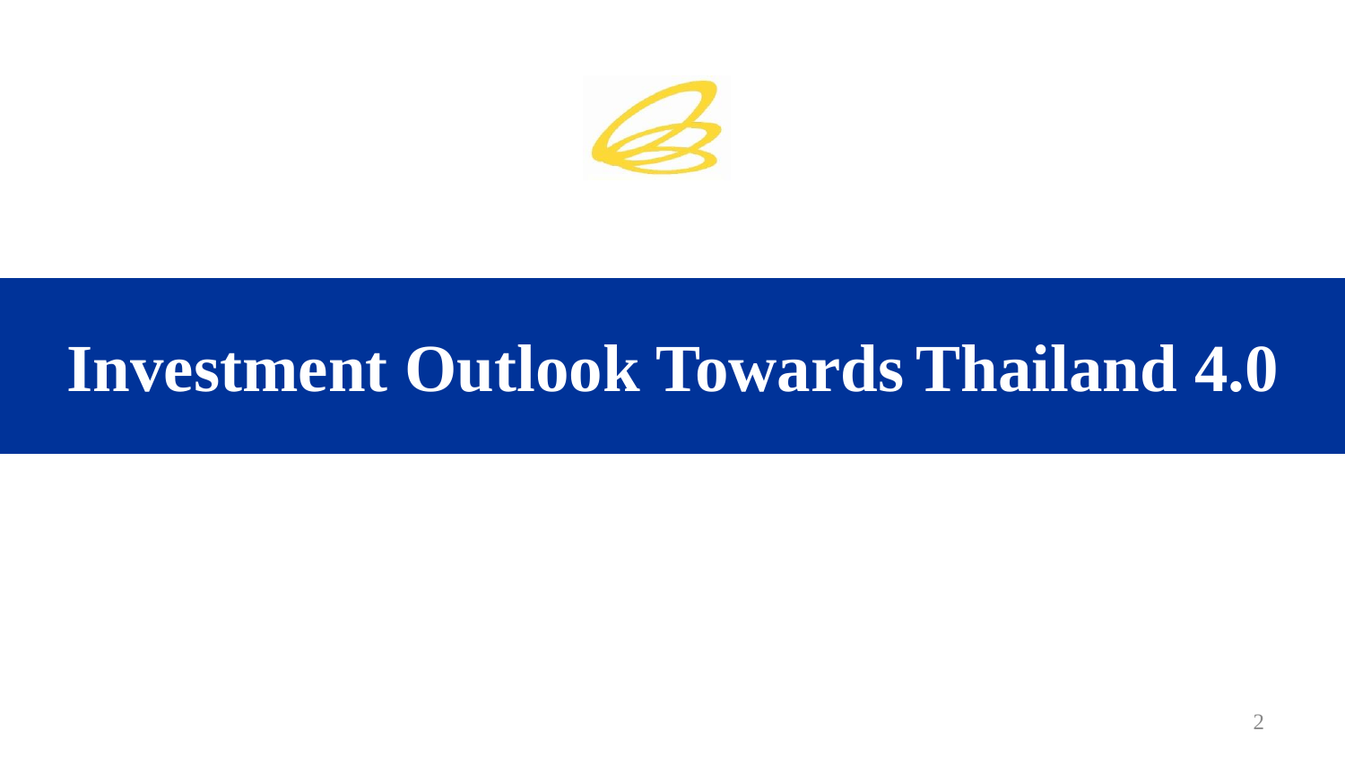# Investment Outlook Towards Thailand 4.0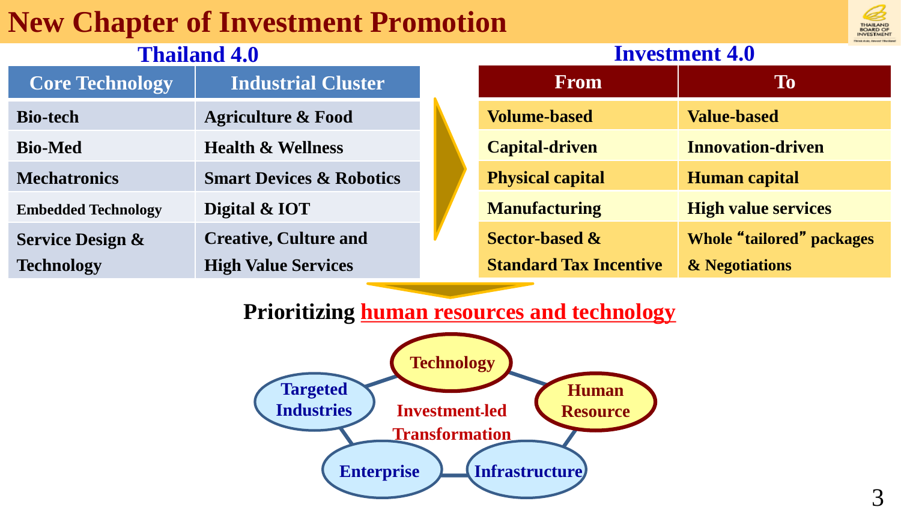# New Chapter of Investment Promotion

## Thailand 4.0

| Core Technology | Industrial Cluster |
| --- | --- |
| Bio-tech | Agriculture & Food |
| Bio-Med | Health & Wellness |
| Mechatronics | Smart Devices & Robotics |
| Embedded Technology | Digital & IOT |
| Service Design & Technology | Creative, Culture and High Value Services |

## Investment 4.0

| From | To |
| --- | --- |
| Volume-based | Value-based |
| Capital-driven | Innovation-driven |
| Physical capital | Human capital |
| Manufacturing | High value services |
| Sector-based & Standard Tax Incentive | Whole “tailored” packages & Negotiations |

**Prioritizing human resources and technology**

- Technology
- Human Resource
- Infrastructure
- Enterprise
- Targeted Industries

Investment-led Transformation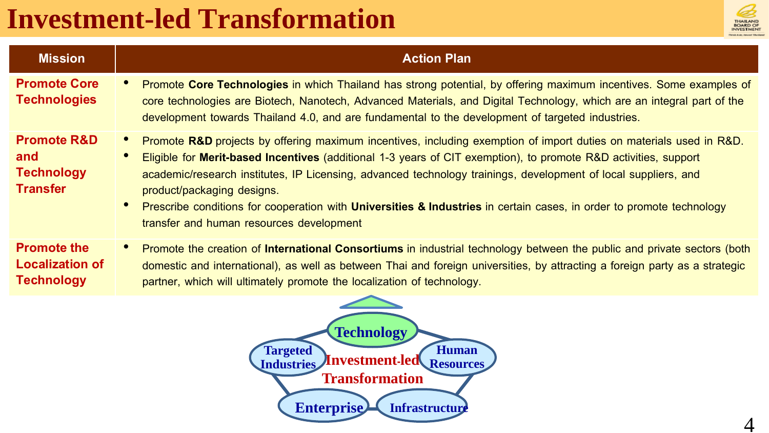# Investment-led Transformation

| Mission | Action Plan |
| --- | --- |
| **Promote Core Technologies** | • Promote **Core Technologies** in which Thailand has strong potential, by offering maximum incentives. Some examples of core technologies are Biotech, Nanotech, Advanced Materials, and Digital Technology, which are an integral part of the development towards Thailand 4.0, and are fundamental to the development of targeted industries. |
| **Promote R&D and Technology Transfer** | • Promote **R&D** projects by offering maximum incentives, including exemption of import duties on materials used in R&D.<br>• Eligible for **Merit-based Incentives** (additional 1-3 years of CIT exemption), to promote R&D activities, support academic/research institutes, IP Licensing, advanced technology trainings, development of local suppliers, and product/packaging designs.<br>• Prescribe conditions for cooperation with **Universities & Industries** in certain cases, in order to promote technology transfer and human resources development |
| **Promote the Localization of Technology** | • Promote the creation of **International Consortiums** in industrial technology between the public and private sectors (both domestic and international), as well as between Thai and foreign universities, by attracting a foreign party as a strategic partner, which will ultimately promote the localization of technology. |

Investment-led Transformation: Technology, Human Resources, Infrastructure, Enterprise, Targeted Industries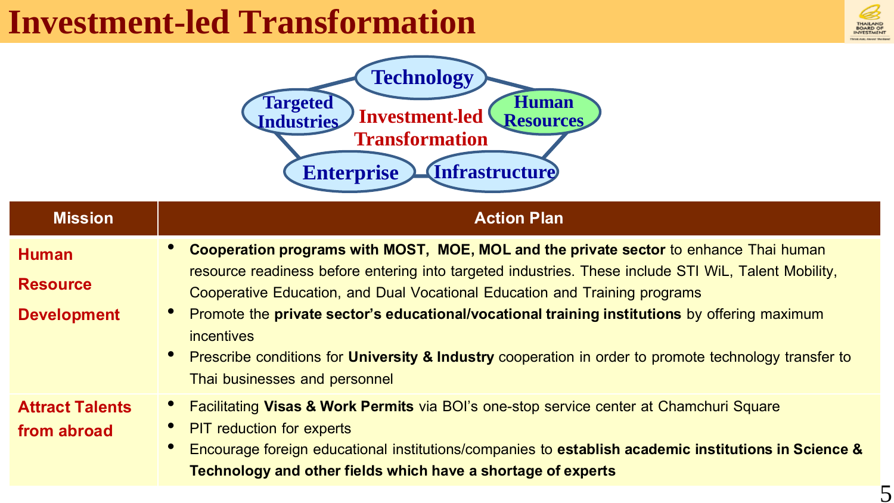# Investment-led Transformation

Technology
Targeted Industries
Human Resources
Investment-led Transformation
Enterprise
Infrastructure

| Mission | Action Plan |
|---|---|
| **Human Resource Development** | • **Cooperation programs with MOST, MOE, MOL and the private sector** to enhance Thai human resource readiness before entering into targeted industries. These include STI WiL, Talent Mobility, Cooperative Education, and Dual Vocational Education and Training programs<br>• Promote the **private sector's educational/vocational training institutions** by offering maximum incentives<br>• Prescribe conditions for **University & Industry** cooperation in order to promote technology transfer to Thai businesses and personnel |
| **Attract Talents from abroad** | • Facilitating **Visas & Work Permits** via BOI's one-stop service center at Chamchuri Square<br>• PIT reduction for experts<br>• Encourage foreign educational institutions/companies to **establish academic institutions in Science & Technology and other fields which have a shortage of experts** |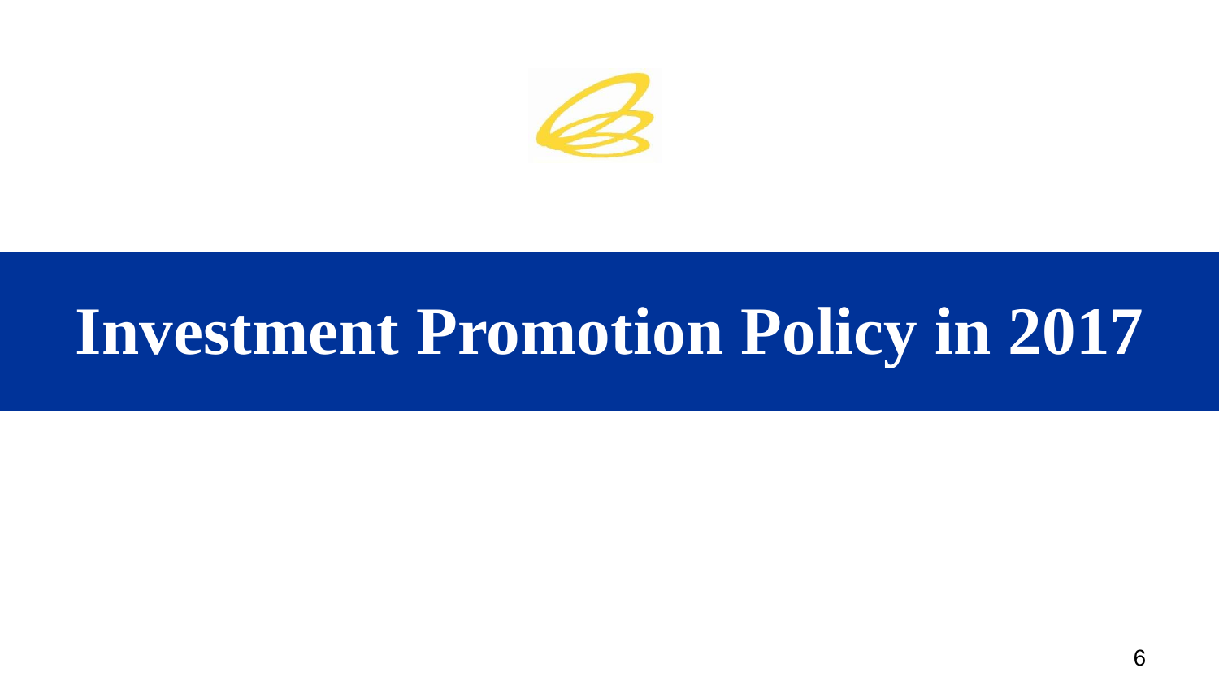# Investment Promotion Policy in 2017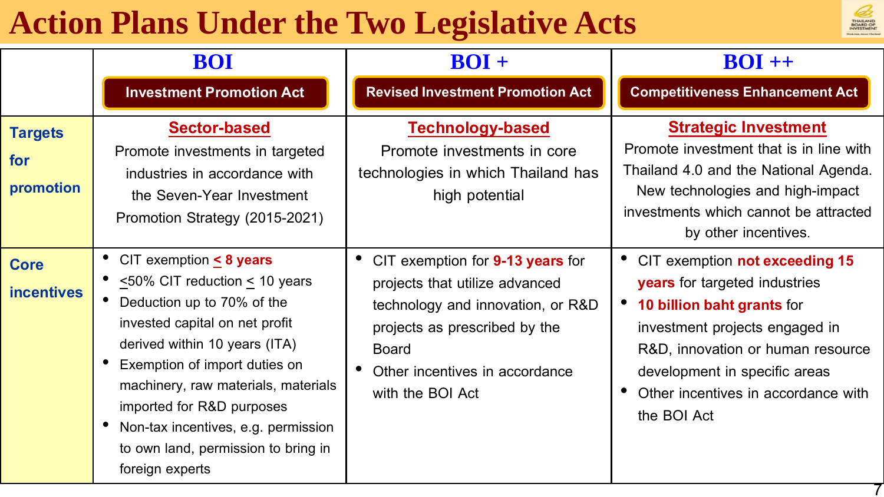# Action Plans Under the Two Legislative Acts

| | BOI<br>Investment Promotion Act | BOI +<br>Revised Investment Promotion Act | BOI ++<br>Competitiveness Enhancement Act |
|---|---|---|---|
| **Targets for promotion** | **Sector-based**<br>Promote investments in targeted industries in accordance with the Seven-Year Investment Promotion Strategy (2015-2021) | **Technology-based**<br>Promote investments in core technologies in which Thailand has high potential | **Strategic Investment**<br>Promote investment that is in line with Thailand 4.0 and the National Agenda. New technologies and high-impact investments which cannot be attracted by other incentives. |
| **Core incentives** | • CIT exemption **≤ 8 years**<br>• ≤50% CIT reduction ≤ 10 years<br>• Deduction up to 70% of the invested capital on net profit derived within 10 years (ITA)<br>• Exemption of import duties on machinery, raw materials, materials imported for R&D purposes<br>• Non-tax incentives, e.g. permission to own land, permission to bring in foreign experts | • CIT exemption for **9-13 years** for projects that utilize advanced technology and innovation, or R&D projects as prescribed by the Board<br>• Other incentives in accordance with the BOI Act | • CIT exemption **not exceeding 15 years** for targeted industries<br>• **10 billion baht grants** for investment projects engaged in R&D, innovation or human resource development in specific areas<br>• Other incentives in accordance with the BOI Act |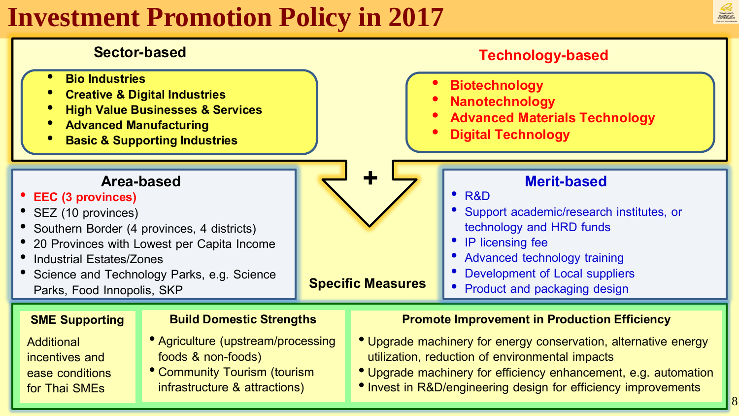# Investment Promotion Policy in 2017

## Sector-based

- Bio Industries
- Creative & Digital Industries
- High Value Businesses & Services
- Advanced Manufacturing
- Basic & Supporting Industries

## Technology-based

- Biotechnology
- Nanotechnology
- Advanced Materials Technology
- Digital Technology

+

## Area-based

- EEC (3 provinces)
- SEZ (10 provinces)
- Southern Border (4 provinces, 4 districts)
- 20 Provinces with Lowest per Capita Income
- Industrial Estates/Zones
- Science and Technology Parks, e.g. Science Parks, Food Innopolis, SKP

## Merit-based

- R&D
- Support academic/research institutes, or technology and HRD funds
- IP licensing fee
- Advanced technology training
- Development of Local suppliers
- Product and packaging design

## Specific Measures

### SME Supporting

Additional incentives and ease conditions for Thai SMEs

### Build Domestic Strengths

- Agriculture (upstream/processing foods & non-foods)
- Community Tourism (tourism infrastructure & attractions)

### Promote Improvement in Production Efficiency

- Upgrade machinery for energy conservation, alternative energy utilization, reduction of environmental impacts
- Upgrade machinery for efficiency enhancement, e.g. automation
- Invest in R&D/engineering design for efficiency improvements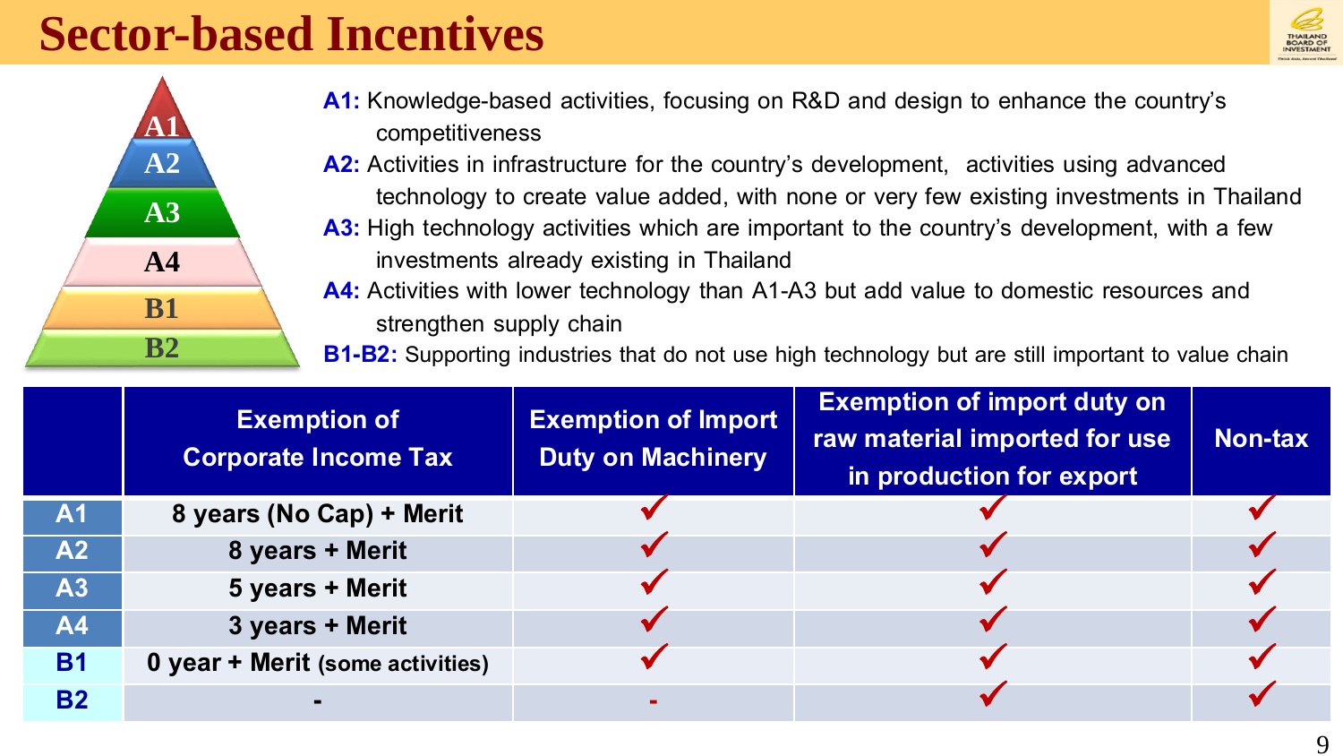# Sector-based Incentives

A1
A2
A3
A4
B1
B2

**A1:** Knowledge-based activities, focusing on R&D and design to enhance the country's competitiveness

**A2:** Activities in infrastructure for the country's development, activities using advanced technology to create value added, with none or very few existing investments in Thailand

**A3:** High technology activities which are important to the country's development, with a few investments already existing in Thailand

**A4:** Activities with lower technology than A1-A3 but add value to domestic resources and strengthen supply chain

**B1-B2:** Supporting industries that do not use high technology but are still important to value chain

| | Exemption of Corporate Income Tax | Exemption of Import Duty on Machinery | Exemption of import duty on raw material imported for use in production for export | Non-tax |
|---|---|---|---|---|
| A1 | 8 years (No Cap) + Merit | ✓ | ✓ | ✓ |
| A2 | 8 years + Merit | ✓ | ✓ | ✓ |
| A3 | 5 years + Merit | ✓ | ✓ | ✓ |
| A4 | 3 years + Merit | ✓ | ✓ | ✓ |
| B1 | 0 year + Merit (some activities) | ✓ | ✓ | ✓ |
| B2 | - | - | ✓ | ✓ |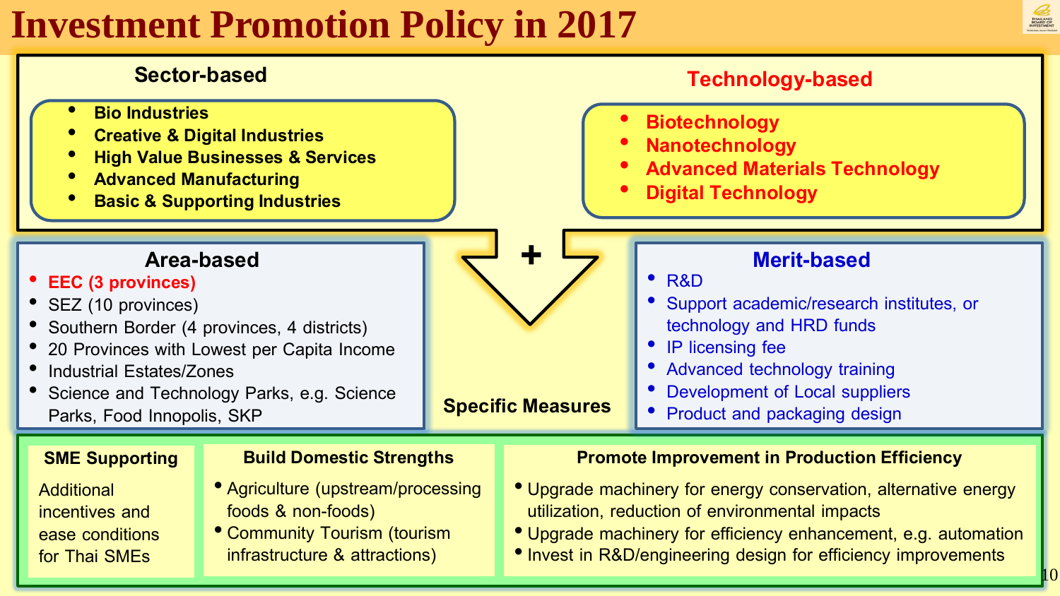# Investment Promotion Policy in 2017

## Sector-based

- Bio Industries
- Creative & Digital Industries
- High Value Businesses & Services
- Advanced Manufacturing
- Basic & Supporting Industries

## Technology-based

- Biotechnology
- Nanotechnology
- Advanced Materials Technology
- Digital Technology

+

## Area-based

- EEC (3 provinces)
- SEZ (10 provinces)
- Southern Border (4 provinces, 4 districts)
- 20 Provinces with Lowest per Capita Income
- Industrial Estates/Zones
- Science and Technology Parks, e.g. Science Parks, Food Innopolis, SKP

## Merit-based

- R&D
- Support academic/research institutes, or technology and HRD funds
- IP licensing fee
- Advanced technology training
- Development of Local suppliers
- Product and packaging design

## Specific Measures

### SME Supporting

Additional incentives and ease conditions for Thai SMEs

### Build Domestic Strengths

- Agriculture (upstream/processing foods & non-foods)
- Community Tourism (tourism infrastructure & attractions)

### Promote Improvement in Production Efficiency

- Upgrade machinery for energy conservation, alternative energy utilization, reduction of environmental impacts
- Upgrade machinery for efficiency enhancement, e.g. automation
- Invest in R&D/engineering design for efficiency improvements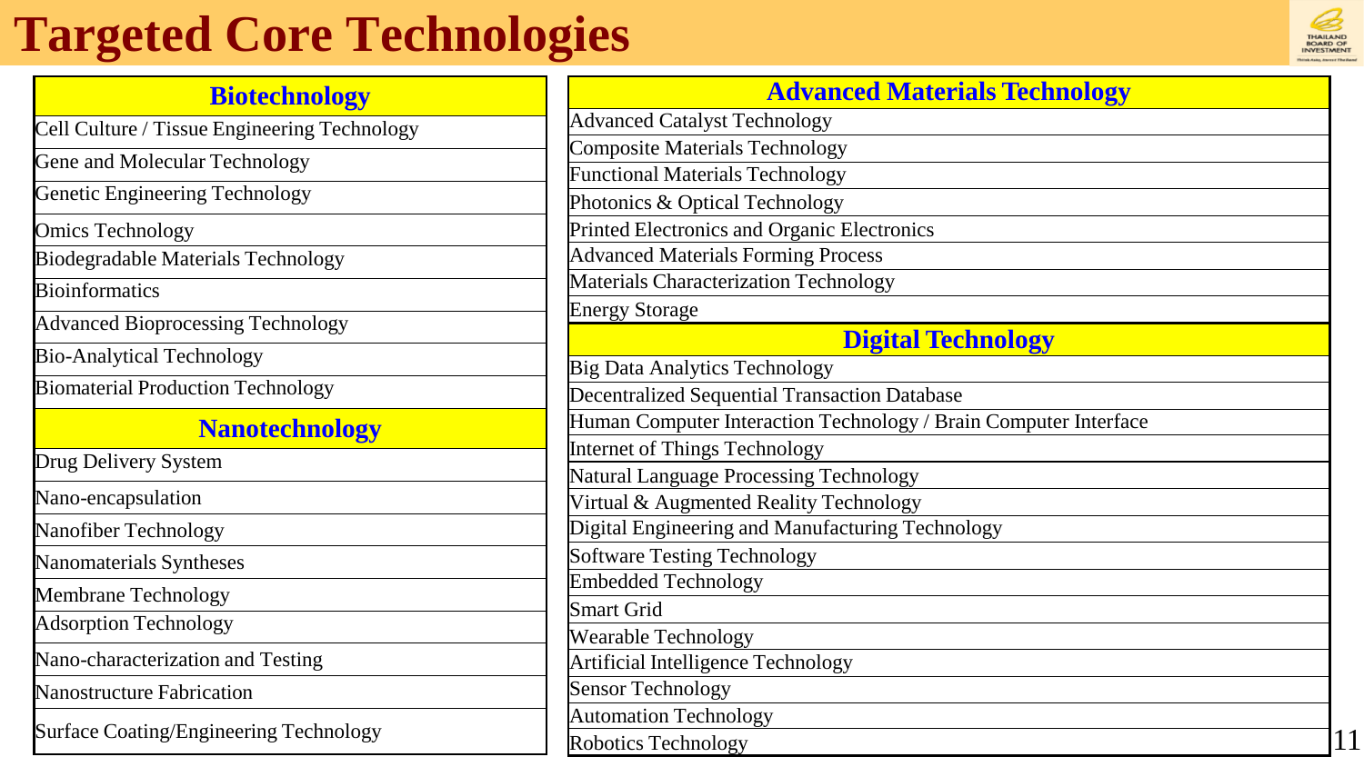# Targeted Core Technologies

| Biotechnology |
| --- |
| Cell Culture / Tissue Engineering Technology |
| Gene and Molecular Technology |
| Genetic Engineering Technology |
| Omics Technology |
| Biodegradable Materials Technology |
| Bioinformatics |
| Advanced Bioprocessing Technology |
| Bio-Analytical Technology |
| Biomaterial Production Technology |

| Nanotechnology |
| --- |
| Drug Delivery System |
| Nano-encapsulation |
| Nanofiber Technology |
| Nanomaterials Syntheses |
| Membrane Technology |
| Adsorption Technology |
| Nano-characterization and Testing |
| Nanostructure Fabrication |
| Surface Coating/Engineering Technology |

| Advanced Materials Technology |
| --- |
| Advanced Catalyst Technology |
| Composite Materials Technology |
| Functional Materials Technology |
| Photonics & Optical Technology |
| Printed Electronics and Organic Electronics |
| Advanced Materials Forming Process |
| Materials Characterization Technology |
| Energy Storage |

| Digital Technology |
| --- |
| Big Data Analytics Technology |
| Decentralized Sequential Transaction Database |
| Human Computer Interaction Technology / Brain Computer Interface |
| Internet of Things Technology |
| Natural Language Processing Technology |
| Virtual & Augmented Reality Technology |
| Digital Engineering and Manufacturing Technology |
| Software Testing Technology |
| Embedded Technology |
| Smart Grid |
| Wearable Technology |
| Artificial Intelligence Technology |
| Sensor Technology |
| Automation Technology |
| Robotics Technology |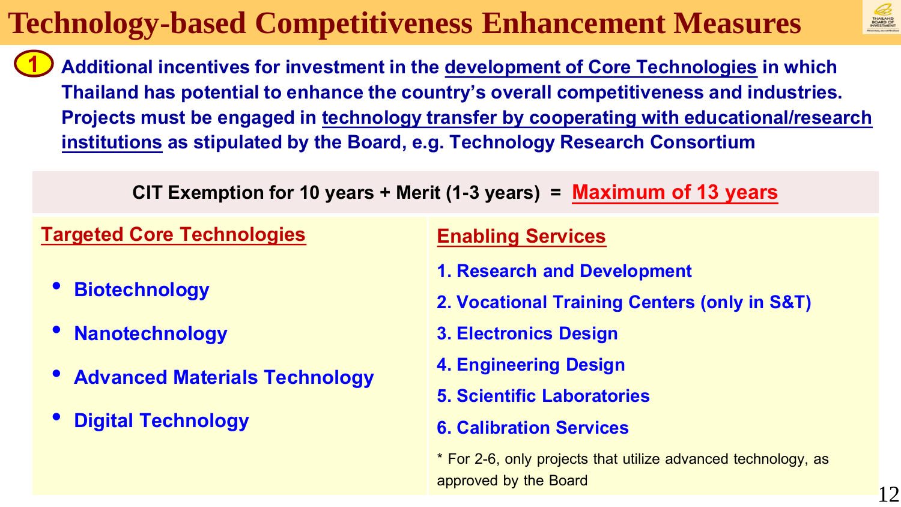# Technology-based Competitiveness Enhancement Measures

**1 Additional incentives for investment in the development of Core Technologies in which Thailand has potential to enhance the country's overall competitiveness and industries. Projects must be engaged in technology transfer by cooperating with educational/research institutions as stipulated by the Board, e.g. Technology Research Consortium**

**CIT Exemption for 10 years + Merit (1-3 years) = Maximum of 13 years**

## Targeted Core Technologies

- **Biotechnology**
- **Nanotechnology**
- **Advanced Materials Technology**
- **Digital Technology**

## Enabling Services

1. **Research and Development**
2. **Vocational Training Centers (only in S&T)**
3. **Electronics Design**
4. **Engineering Design**
5. **Scientific Laboratories**
6. **Calibration Services**

* For 2-6, only projects that utilize advanced technology, as approved by the Board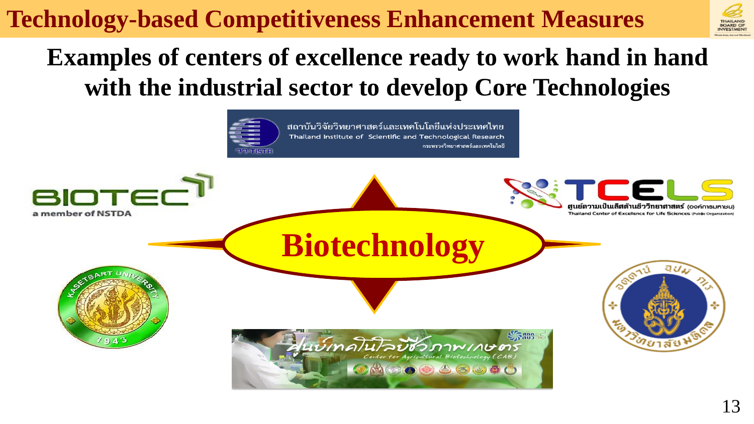# Technology-based Competitiveness Enhancement Measures

## Examples of centers of excellence ready to work hand in hand with the industrial sector to develop Core Technologies

สถาบันวิจัยวิทยาศาสตร์และเทคโนโลยีแห่งประเทศไทย
Thailand Institute of Scientific and Technological Research
กระทรวงวิทยาศาสตร์และเทคโนโลยี

BIOTEC
a member of NSTDA

TCELS
ศูนย์ความเป็นเลิศด้านชีววิทยาศาสตร์ (องค์การมหาชน)
Thailand Center of Excellence for Life Sciences (Public Organization)

**Biotechnology**

KASETSART UNIVERSITY

ศูนย์เทคโนโลยีชีวภาพเกษตร
Center for Agricultural Biotechnology (CAB)

มหาวิทยาลัยมหิดล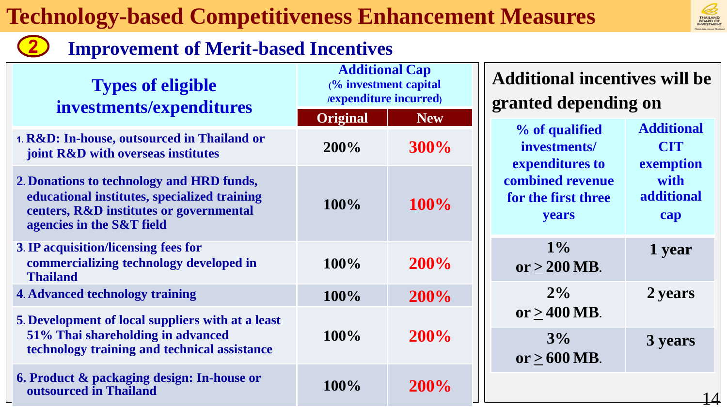# Technology-based Competitiveness Enhancement Measures

## 2 Improvement of Merit-based Incentives

| Types of eligible investments/expenditures | Additional Cap (% investment capital /expenditure incurred) | |
|---|---|---|
| | Original | New |
| 1. R&D: In-house, outsourced in Thailand or joint R&D with overseas institutes | 200% | 300% |
| 2. Donations to technology and HRD funds, educational institutes, specialized training centers, R&D institutes or governmental agencies in the S&T field | 100% | 100% |
| 3. IP acquisition/licensing fees for commercializing technology developed in Thailand | 100% | 200% |
| 4. Advanced technology training | 100% | 200% |
| 5. Development of local suppliers with at a least 51% Thai shareholding in advanced technology training and technical assistance | 100% | 200% |
| 6. Product & packaging design: In-house or outsourced in Thailand | 100% | 200% |

**Additional incentives will be granted depending on**

| % of qualified investments/ expenditures to combined revenue for the first three years | Additional CIT exemption with additional cap |
|---|---|
| 1% or ≥ 200 MB. | 1 year |
| 2% or ≥ 400 MB. | 2 years |
| 3% or ≥ 600 MB. | 3 years |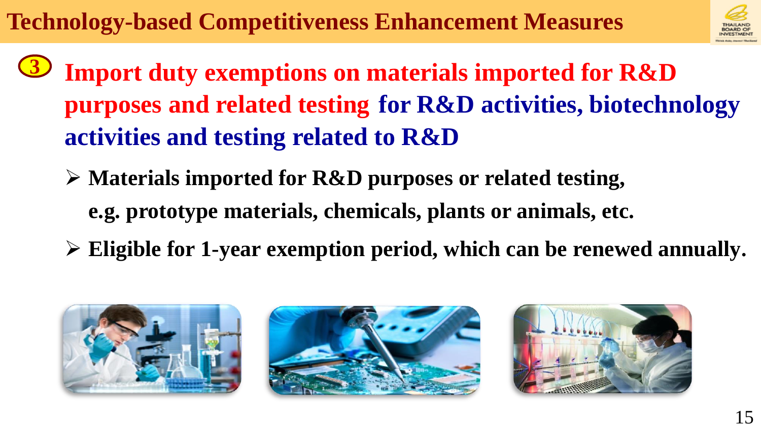# Technology-based Competitiveness Enhancement Measures

## 3 Import duty exemptions on materials imported for R&D purposes and related testing for R&D activities, biotechnology activities and testing related to R&D

- **Materials imported for R&D purposes or related testing, e.g. prototype materials, chemicals, plants or animals, etc.**
- **Eligible for 1-year exemption period, which can be renewed annually.**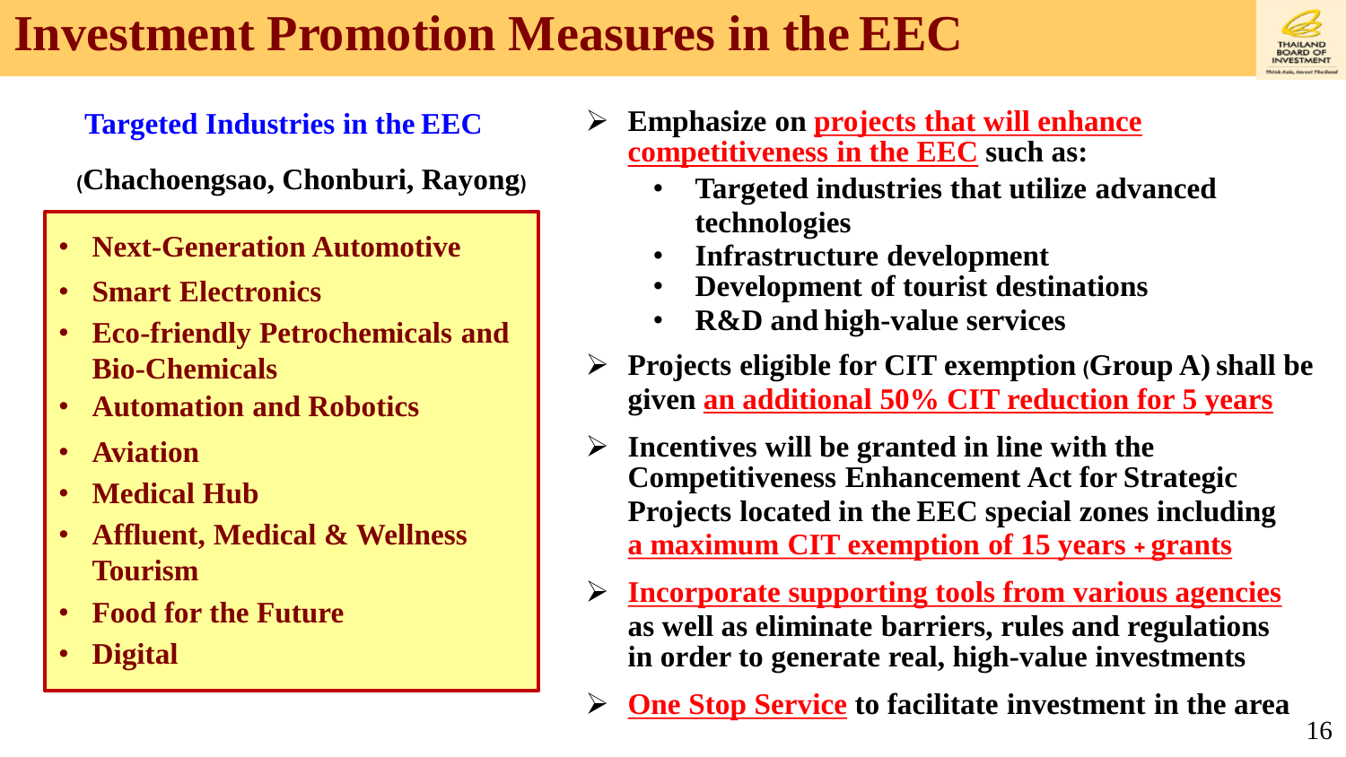# Investment Promotion Measures in the EEC

## Targeted Industries in the EEC

**(Chachoengsao, Chonburi, Rayong)**

- **Next-Generation Automotive**
- **Smart Electronics**
- **Eco-friendly Petrochemicals and Bio-Chemicals**
- **Automation and Robotics**
- **Aviation**
- **Medical Hub**
- **Affluent, Medical & Wellness Tourism**
- **Food for the Future**
- **Digital**

- **Emphasize on projects that will enhance competitiveness in the EEC such as:**
  - **Targeted industries that utilize advanced technologies**
  - **Infrastructure development**
  - **Development of tourist destinations**
  - **R&D and high-value services**
- **Projects eligible for CIT exemption (Group A) shall be given an additional 50% CIT reduction for 5 years**
- **Incentives will be granted in line with the Competitiveness Enhancement Act for Strategic Projects located in the EEC special zones including a maximum CIT exemption of 15 years + grants**
- **Incorporate supporting tools from various agencies as well as eliminate barriers, rules and regulations in order to generate real, high-value investments**
- **One Stop Service to facilitate investment in the area**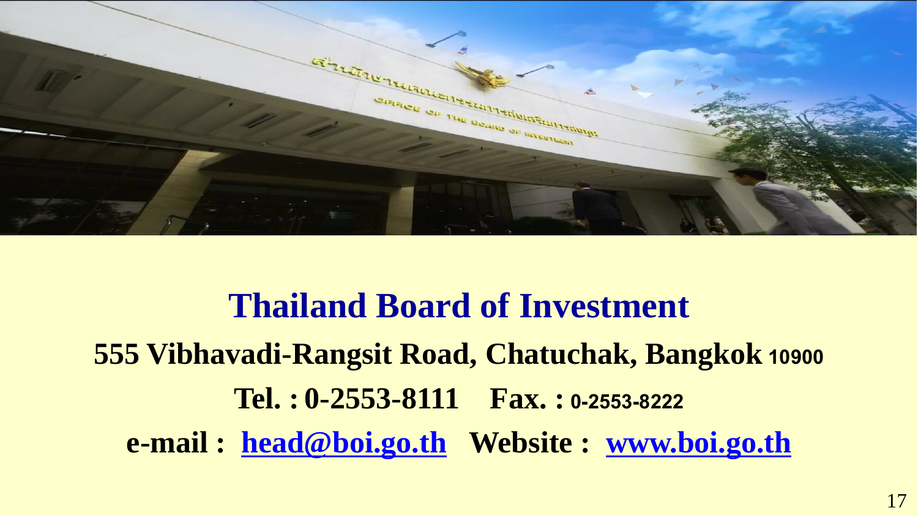# Thailand Board of Investment

**555 Vibhavadi-Rangsit Road, Chatuchak, Bangkok 10900**

**Tel. : 0-2553-8111 Fax. : 0-2553-8222**

**e-mail : head@boi.go.th Website : www.boi.go.th**